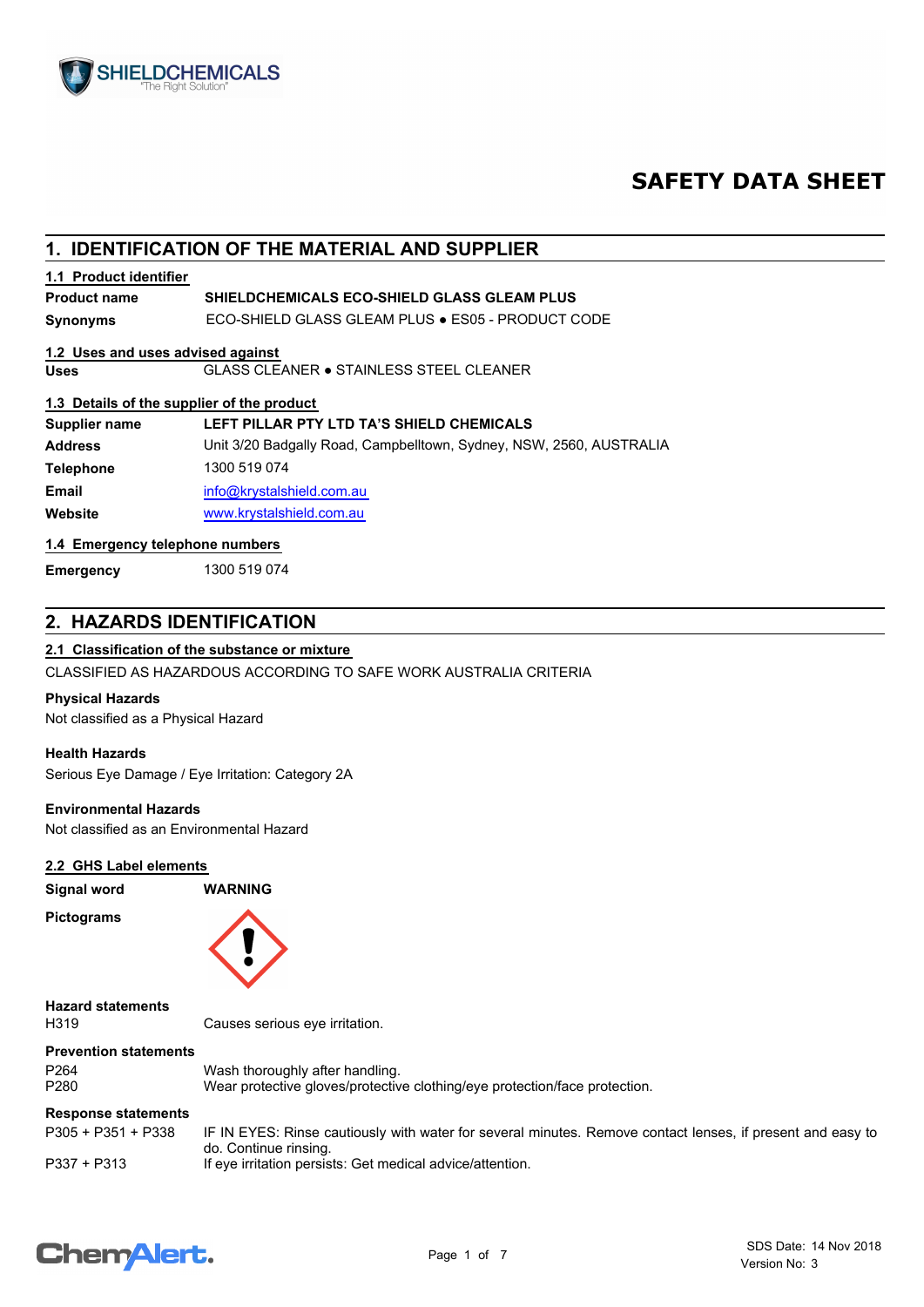# SAFETY DATA SHEET

## 1. IDENTIFICATION OF THE MATERIAL AND SUPPLIER

### 1.1 Product identifier

**Product name** **SHIELDCHEMICALS ECO-SHIELD GLASS GLEAM PLUS**

**Synonyms** ECO-SHIELD GLASS GLEAM PLUS ● ES05 - PRODUCT CODE

### 1.2 Uses and uses advised against

**Uses** GLASS CLEANER ● STAINLESS STEEL CLEANER

### 1.3 Details of the supplier of the product

**Supplier name** **LEFT PILLAR PTY LTD TA'S SHIELD CHEMICALS**

**Address** Unit 3/20 Badgally Road, Campbelltown, Sydney, NSW, 2560, AUSTRALIA

**Telephone** 1300 519 074

**Email** info@krystalshield.com.au

**Website** www.krystalshield.com.au

### 1.4 Emergency telephone numbers

**Emergency** 1300 519 074

## 2. HAZARDS IDENTIFICATION

### 2.1 Classification of the substance or mixture

CLASSIFIED AS HAZARDOUS ACCORDING TO SAFE WORK AUSTRALIA CRITERIA

**Physical Hazards**

Not classified as a Physical Hazard

**Health Hazards**

Serious Eye Damage / Eye Irritation: Category 2A

**Environmental Hazards**

Not classified as an Environmental Hazard

### 2.2 GHS Label elements

**Signal word** **WARNING**

**Pictograms**

**Hazard statements**

H319 Causes serious eye irritation.

**Prevention statements**

P264 Wash thoroughly after handling.
P280 Wear protective gloves/protective clothing/eye protection/face protection.

**Response statements**

P305 + P351 + P338 IF IN EYES: Rinse cautiously with water for several minutes. Remove contact lenses, if present and easy to do. Continue rinsing.
P337 + P313 If eye irritation persists: Get medical advice/attention.

SDS Date: 14 Nov 2018
Version No: 3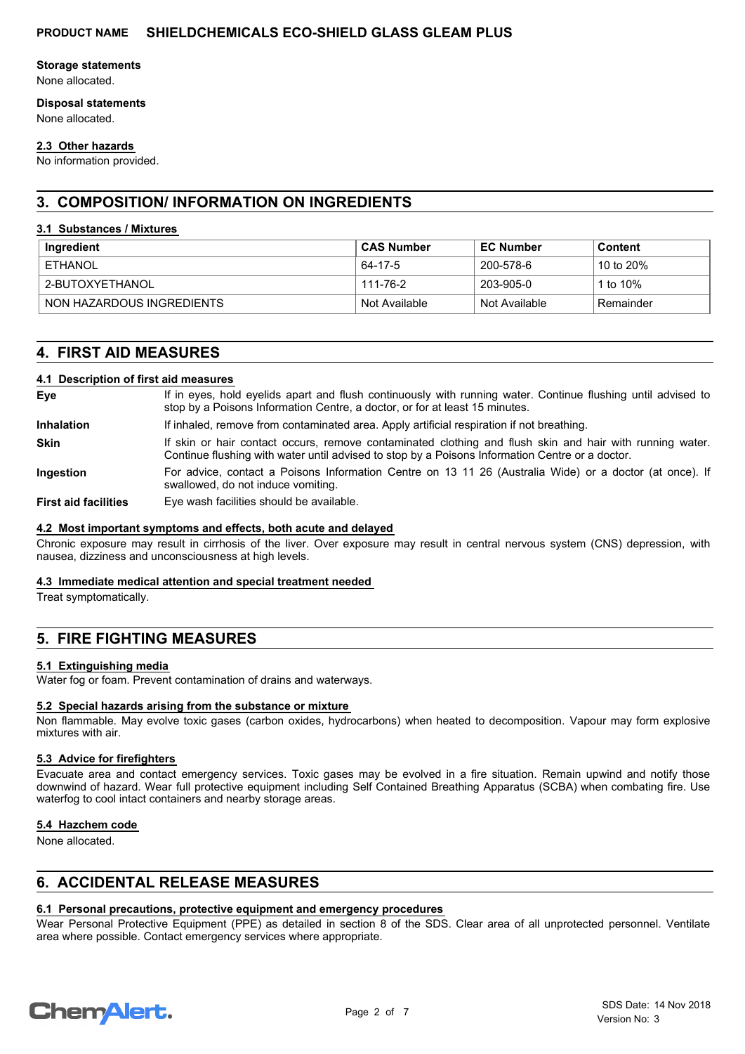**Storage statements**
None allocated.

**Disposal statements**
None allocated.

### 2.3 Other hazards

No information provided.

## 3. COMPOSITION/ INFORMATION ON INGREDIENTS

### 3.1 Substances / Mixtures

| Ingredient | CAS Number | EC Number | Content |
|---|---|---|---|
| ETHANOL | 64-17-5 | 200-578-6 | 10 to 20% |
| 2-BUTOXYETHANOL | 111-76-2 | 203-905-0 | 1 to 10% |
| NON HAZARDOUS INGREDIENTS | Not Available | Not Available | Remainder |

## 4. FIRST AID MEASURES

### 4.1 Description of first aid measures

**Eye** If in eyes, hold eyelids apart and flush continuously with running water. Continue flushing until advised to stop by a Poisons Information Centre, a doctor, or for at least 15 minutes.

**Inhalation** If inhaled, remove from contaminated area. Apply artificial respiration if not breathing.

**Skin** If skin or hair contact occurs, remove contaminated clothing and flush skin and hair with running water. Continue flushing with water until advised to stop by a Poisons Information Centre or a doctor.

**Ingestion** For advice, contact a Poisons Information Centre on 13 11 26 (Australia Wide) or a doctor (at once). If swallowed, do not induce vomiting.

**First aid facilities** Eye wash facilities should be available.

### 4.2 Most important symptoms and effects, both acute and delayed

Chronic exposure may result in cirrhosis of the liver. Over exposure may result in central nervous system (CNS) depression, with nausea, dizziness and unconsciousness at high levels.

### 4.3 Immediate medical attention and special treatment needed

Treat symptomatically.

## 5. FIRE FIGHTING MEASURES

### 5.1 Extinguishing media

Water fog or foam. Prevent contamination of drains and waterways.

### 5.2 Special hazards arising from the substance or mixture

Non flammable. May evolve toxic gases (carbon oxides, hydrocarbons) when heated to decomposition. Vapour may form explosive mixtures with air.

### 5.3 Advice for firefighters

Evacuate area and contact emergency services. Toxic gases may be evolved in a fire situation. Remain upwind and notify those downwind of hazard. Wear full protective equipment including Self Contained Breathing Apparatus (SCBA) when combating fire. Use waterfog to cool intact containers and nearby storage areas.

### 5.4 Hazchem code

None allocated.

## 6. ACCIDENTAL RELEASE MEASURES

### 6.1 Personal precautions, protective equipment and emergency procedures

Wear Personal Protective Equipment (PPE) as detailed in section 8 of the SDS. Clear area of all unprotected personnel. Ventilate area where possible. Contact emergency services where appropriate.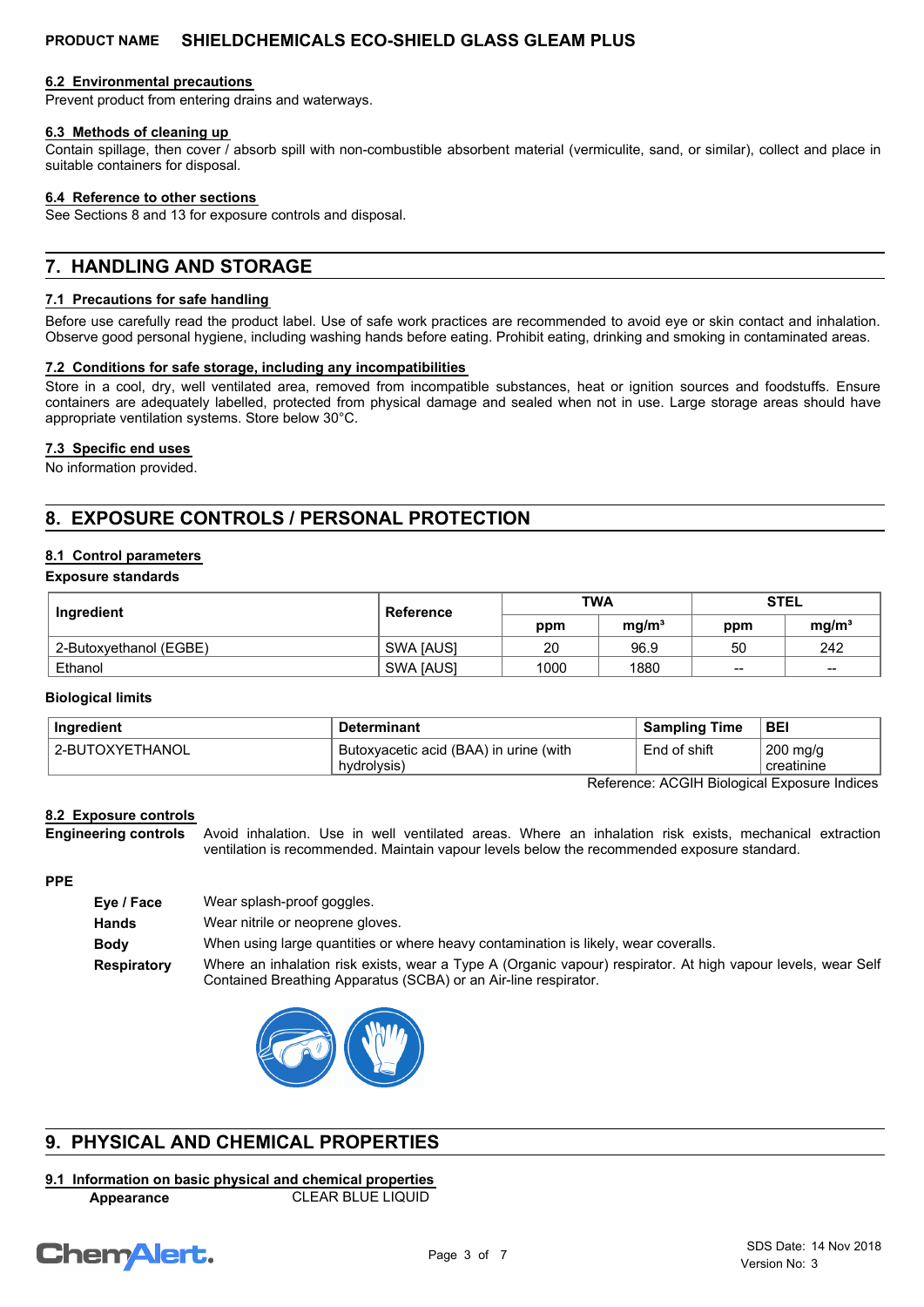### 6.2 Environmental precautions

Prevent product from entering drains and waterways.

### 6.3 Methods of cleaning up

Contain spillage, then cover / absorb spill with non-combustible absorbent material (vermiculite, sand, or similar), collect and place in suitable containers for disposal.

### 6.4 Reference to other sections

See Sections 8 and 13 for exposure controls and disposal.

## 7. HANDLING AND STORAGE

### 7.1 Precautions for safe handling

Before use carefully read the product label. Use of safe work practices are recommended to avoid eye or skin contact and inhalation. Observe good personal hygiene, including washing hands before eating. Prohibit eating, drinking and smoking in contaminated areas.

### 7.2 Conditions for safe storage, including any incompatibilities

Store in a cool, dry, well ventilated area, removed from incompatible substances, heat or ignition sources and foodstuffs. Ensure containers are adequately labelled, protected from physical damage and sealed when not in use. Large storage areas should have appropriate ventilation systems. Store below 30°C.

### 7.3 Specific end uses

No information provided.

## 8. EXPOSURE CONTROLS / PERSONAL PROTECTION

### 8.1 Control parameters

**Exposure standards**

| Ingredient | Reference | TWA | | STEL | |
|---|---|---|---|---|---|
| | | ppm | mg/m³ | ppm | mg/m³ |
| 2-Butoxyethanol (EGBE) | SWA [AUS] | 20 | 96.9 | 50 | 242 |
| Ethanol | SWA [AUS] | 1000 | 1880 | -- | -- |

**Biological limits**

| Ingredient | Determinant | Sampling Time | BEI |
|---|---|---|---|
| 2-BUTOXYETHANOL | Butoxyacetic acid (BAA) in urine (with hydrolysis) | End of shift | 200 mg/g creatinine |

Reference: ACGIH Biological Exposure Indices

### 8.2 Exposure controls

**Engineering controls** Avoid inhalation. Use in well ventilated areas. Where an inhalation risk exists, mechanical extraction ventilation is recommended. Maintain vapour levels below the recommended exposure standard.

**PPE**

**Eye / Face** Wear splash-proof goggles.

**Hands** Wear nitrile or neoprene gloves.

**Body** When using large quantities or where heavy contamination is likely, wear coveralls.

**Respiratory** Where an inhalation risk exists, wear a Type A (Organic vapour) respirator. At high vapour levels, wear Self Contained Breathing Apparatus (SCBA) or an Air-line respirator.

## 9. PHYSICAL AND CHEMICAL PROPERTIES

### 9.1 Information on basic physical and chemical properties

**Appearance** CLEAR BLUE LIQUID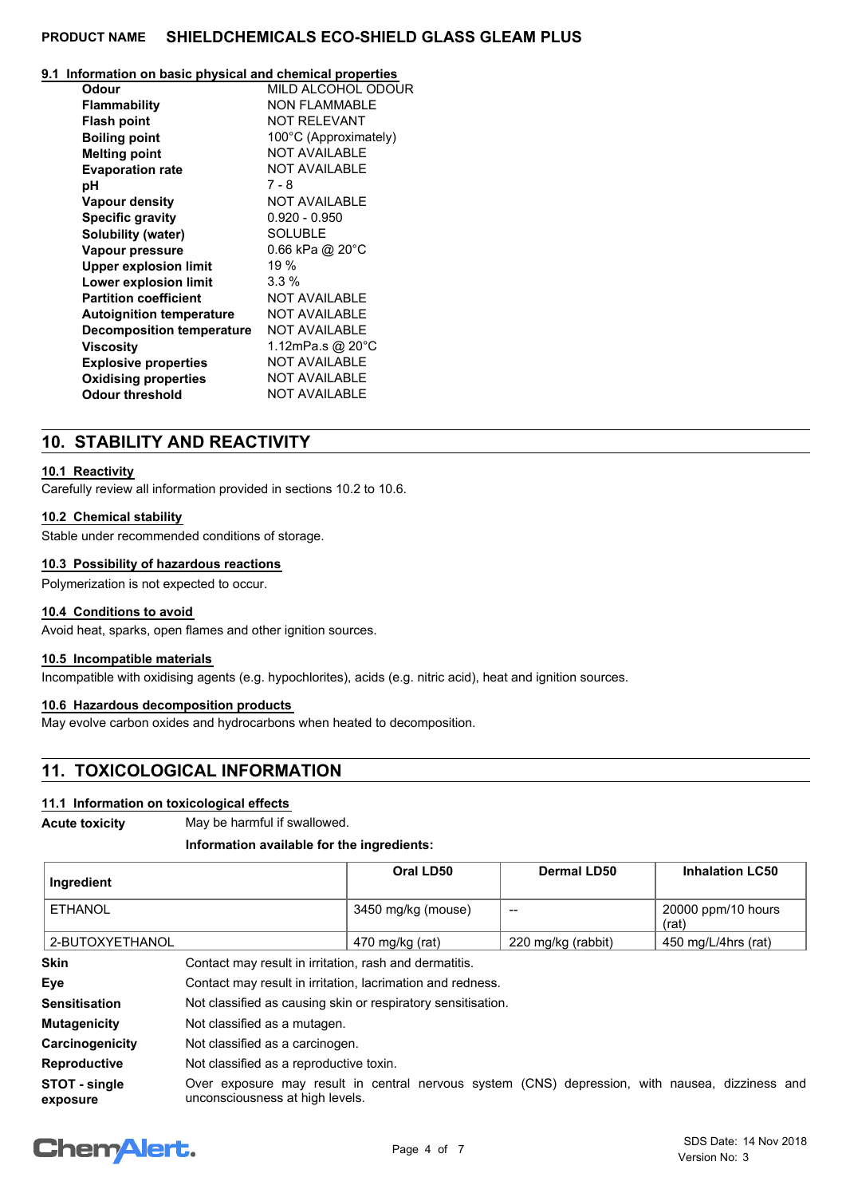### 9.1 Information on basic physical and chemical properties

| | |
|---|---|
| **Odour** | MILD ALCOHOL ODOUR |
| **Flammability** | NON FLAMMABLE |
| **Flash point** | NOT RELEVANT |
| **Boiling point** | 100°C (Approximately) |
| **Melting point** | NOT AVAILABLE |
| **Evaporation rate** | NOT AVAILABLE |
| **pH** | 7 - 8 |
| **Vapour density** | NOT AVAILABLE |
| **Specific gravity** | 0.920 - 0.950 |
| **Solubility (water)** | SOLUBLE |
| **Vapour pressure** | 0.66 kPa @ 20°C |
| **Upper explosion limit** | 19 % |
| **Lower explosion limit** | 3.3 % |
| **Partition coefficient** | NOT AVAILABLE |
| **Autoignition temperature** | NOT AVAILABLE |
| **Decomposition temperature** | NOT AVAILABLE |
| **Viscosity** | 1.12mPa.s @ 20°C |
| **Explosive properties** | NOT AVAILABLE |
| **Oxidising properties** | NOT AVAILABLE |
| **Odour threshold** | NOT AVAILABLE |

## 10. STABILITY AND REACTIVITY

### 10.1 Reactivity

Carefully review all information provided in sections 10.2 to 10.6.

### 10.2 Chemical stability

Stable under recommended conditions of storage.

### 10.3 Possibility of hazardous reactions

Polymerization is not expected to occur.

### 10.4 Conditions to avoid

Avoid heat, sparks, open flames and other ignition sources.

### 10.5 Incompatible materials

Incompatible with oxidising agents (e.g. hypochlorites), acids (e.g. nitric acid), heat and ignition sources.

### 10.6 Hazardous decomposition products

May evolve carbon oxides and hydrocarbons when heated to decomposition.

## 11. TOXICOLOGICAL INFORMATION

### 11.1 Information on toxicological effects

**Acute toxicity** May be harmful if swallowed.

**Information available for the ingredients:**

| Ingredient | Oral LD50 | Dermal LD50 | Inhalation LC50 |
|---|---|---|---|
| ETHANOL | 3450 mg/kg (mouse) | -- | 20000 ppm/10 hours (rat) |
| 2-BUTOXYETHANOL | 470 mg/kg (rat) | 220 mg/kg (rabbit) | 450 mg/L/4hrs (rat) |

| | |
|---|---|
| **Skin** | Contact may result in irritation, rash and dermatitis. |
| **Eye** | Contact may result in irritation, lacrimation and redness. |
| **Sensitisation** | Not classified as causing skin or respiratory sensitisation. |
| **Mutagenicity** | Not classified as a mutagen. |
| **Carcinogenicity** | Not classified as a carcinogen. |
| **Reproductive** | Not classified as a reproductive toxin. |
| **STOT - single exposure** | Over exposure may result in central nervous system (CNS) depression, with nausea, dizziness and unconsciousness at high levels. |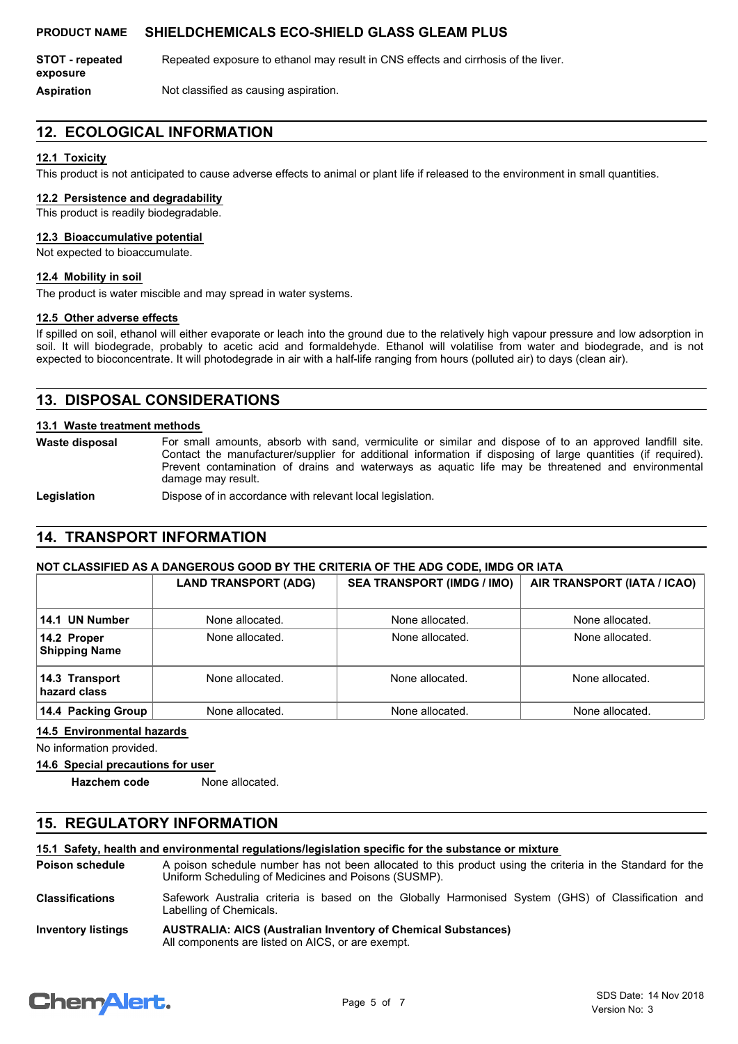**STOT - repeated exposure** Repeated exposure to ethanol may result in CNS effects and cirrhosis of the liver.

**Aspiration** Not classified as causing aspiration.

## 12. ECOLOGICAL INFORMATION

### 12.1 Toxicity

This product is not anticipated to cause adverse effects to animal or plant life if released to the environment in small quantities.

### 12.2 Persistence and degradability

This product is readily biodegradable.

### 12.3 Bioaccumulative potential

Not expected to bioaccumulate.

### 12.4 Mobility in soil

The product is water miscible and may spread in water systems.

### 12.5 Other adverse effects

If spilled on soil, ethanol will either evaporate or leach into the ground due to the relatively high vapour pressure and low adsorption in soil. It will biodegrade, probably to acetic acid and formaldehyde. Ethanol will volatilise from water and biodegrade, and is not expected to bioconcentrate. It will photodegrade in air with a half-life ranging from hours (polluted air) to days (clean air).

## 13. DISPOSAL CONSIDERATIONS

### 13.1 Waste treatment methods

**Waste disposal** For small amounts, absorb with sand, vermiculite or similar and dispose of to an approved landfill site. Contact the manufacturer/supplier for additional information if disposing of large quantities (if required). Prevent contamination of drains and waterways as aquatic life may be threatened and environmental damage may result.

**Legislation** Dispose of in accordance with relevant local legislation.

## 14. TRANSPORT INFORMATION

**NOT CLASSIFIED AS A DANGEROUS GOOD BY THE CRITERIA OF THE ADG CODE, IMDG OR IATA**

| | LAND TRANSPORT (ADG) | SEA TRANSPORT (IMDG / IMO) | AIR TRANSPORT (IATA / ICAO) |
|---|---|---|---|
| **14.1 UN Number** | None allocated. | None allocated. | None allocated. |
| **14.2 Proper Shipping Name** | None allocated. | None allocated. | None allocated. |
| **14.3 Transport hazard class** | None allocated. | None allocated. | None allocated. |
| **14.4 Packing Group** | None allocated. | None allocated. | None allocated. |

### 14.5 Environmental hazards

No information provided.

### 14.6 Special precautions for user

**Hazchem code** None allocated.

## 15. REGULATORY INFORMATION

### 15.1 Safety, health and environmental regulations/legislation specific for the substance or mixture

**Poison schedule** A poison schedule number has not been allocated to this product using the criteria in the Standard for the Uniform Scheduling of Medicines and Poisons (SUSMP).

**Classifications** Safework Australia criteria is based on the Globally Harmonised System (GHS) of Classification and Labelling of Chemicals.

**Inventory listings** **AUSTRALIA: AICS (Australian Inventory of Chemical Substances)**
All components are listed on AICS, or are exempt.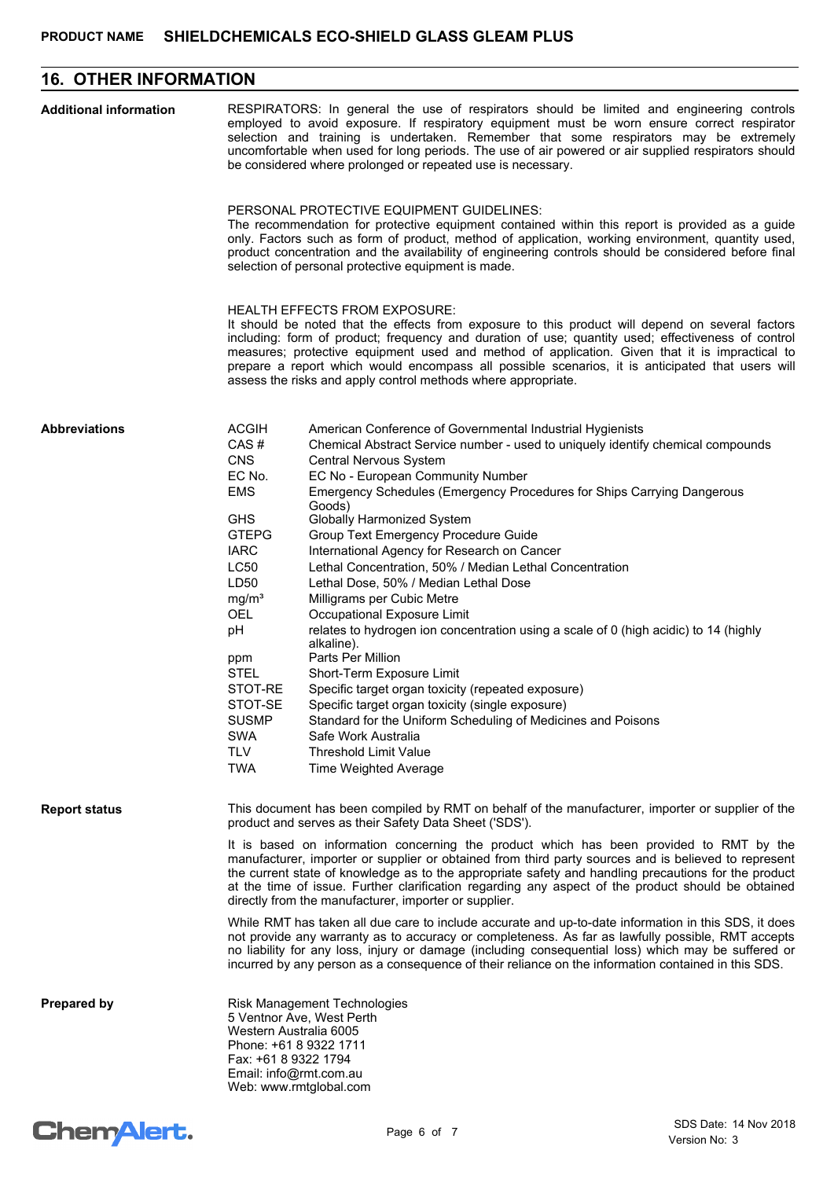## 16. OTHER INFORMATION

**Additional information**

RESPIRATORS: In general the use of respirators should be limited and engineering controls employed to avoid exposure. If respiratory equipment must be worn ensure correct respirator selection and training is undertaken. Remember that some respirators may be extremely uncomfortable when used for long periods. The use of air powered or air supplied respirators should be considered where prolonged or repeated use is necessary.

PERSONAL PROTECTIVE EQUIPMENT GUIDELINES:
The recommendation for protective equipment contained within this report is provided as a guide only. Factors such as form of product, method of application, working environment, quantity used, product concentration and the availability of engineering controls should be considered before final selection of personal protective equipment is made.

HEALTH EFFECTS FROM EXPOSURE:
It should be noted that the effects from exposure to this product will depend on several factors including: form of product; frequency and duration of use; quantity used; effectiveness of control measures; protective equipment used and method of application. Given that it is impractical to prepare a report which would encompass all possible scenarios, it is anticipated that users will assess the risks and apply control methods where appropriate.

**Abbreviations**

| | |
|---|---|
| ACGIH | American Conference of Governmental Industrial Hygienists |
| CAS # | Chemical Abstract Service number - used to uniquely identify chemical compounds |
| CNS | Central Nervous System |
| EC No. | EC No - European Community Number |
| EMS | Emergency Schedules (Emergency Procedures for Ships Carrying Dangerous Goods) |
| GHS | Globally Harmonized System |
| GTEPG | Group Text Emergency Procedure Guide |
| IARC | International Agency for Research on Cancer |
| LC50 | Lethal Concentration, 50% / Median Lethal Concentration |
| LD50 | Lethal Dose, 50% / Median Lethal Dose |
| $mg/m^3$ | Milligrams per Cubic Metre |
| OEL | Occupational Exposure Limit |
| pH | relates to hydrogen ion concentration using a scale of 0 (high acidic) to 14 (highly alkaline). |
| ppm | Parts Per Million |
| STEL | Short-Term Exposure Limit |
| STOT-RE | Specific target organ toxicity (repeated exposure) |
| STOT-SE | Specific target organ toxicity (single exposure) |
| SUSMP | Standard for the Uniform Scheduling of Medicines and Poisons |
| SWA | Safe Work Australia |
| TLV | Threshold Limit Value |
| TWA | Time Weighted Average |

**Report status**

This document has been compiled by RMT on behalf of the manufacturer, importer or supplier of the product and serves as their Safety Data Sheet ('SDS').

It is based on information concerning the product which has been provided to RMT by the manufacturer, importer or supplier or obtained from third party sources and is believed to represent the current state of knowledge as to the appropriate safety and handling precautions for the product at the time of issue. Further clarification regarding any aspect of the product should be obtained directly from the manufacturer, importer or supplier.

While RMT has taken all due care to include accurate and up-to-date information in this SDS, it does not provide any warranty as to accuracy or completeness. As far as lawfully possible, RMT accepts no liability for any loss, injury or damage (including consequential loss) which may be suffered or incurred by any person as a consequence of their reliance on the information contained in this SDS.

**Prepared by**

Risk Management Technologies
5 Ventnor Ave, West Perth
Western Australia 6005
Phone: +61 8 9322 1711
Fax: +61 8 9322 1794
Email: info@rmt.com.au
Web: www.rmtglobal.com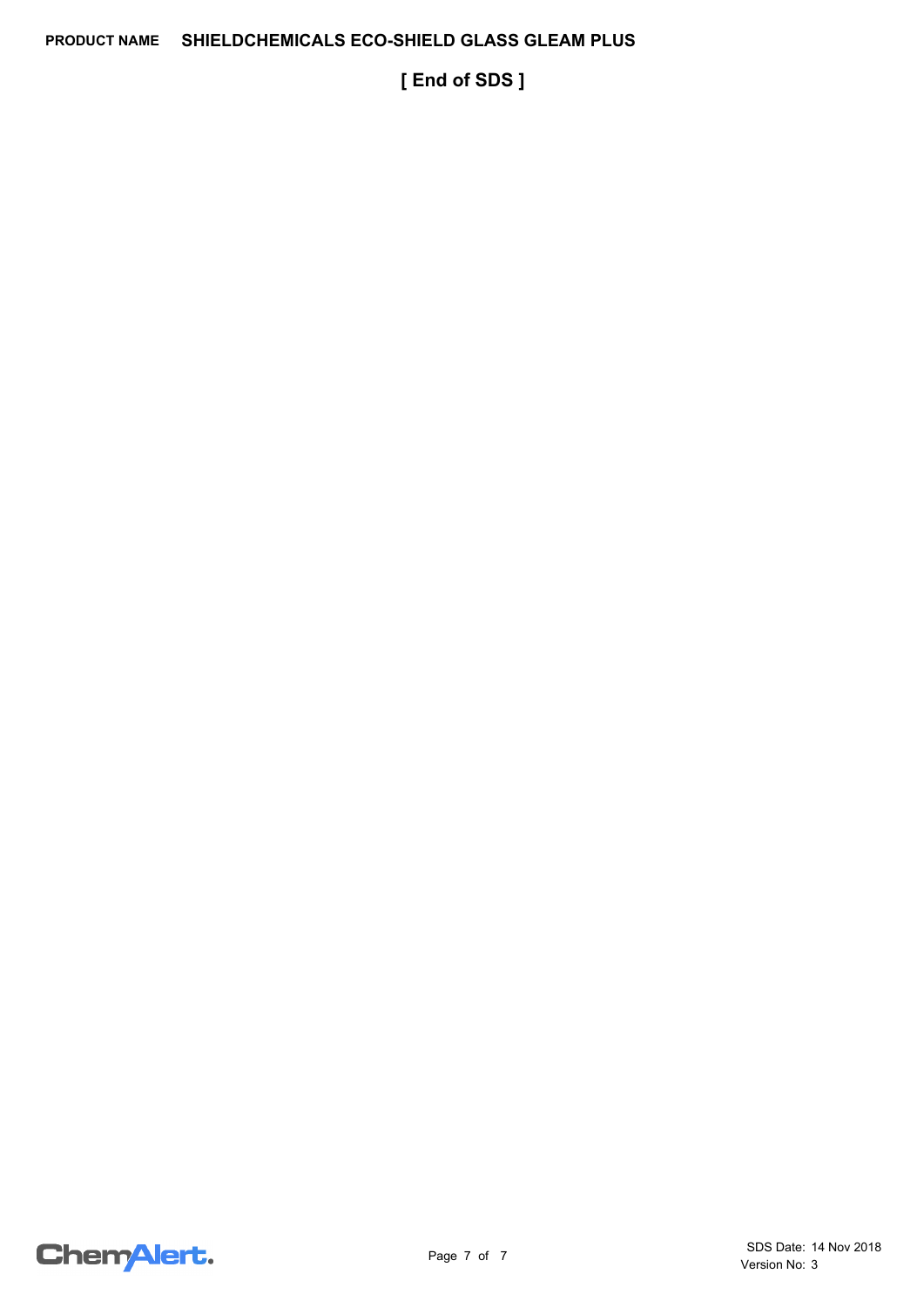[ End of SDS ]